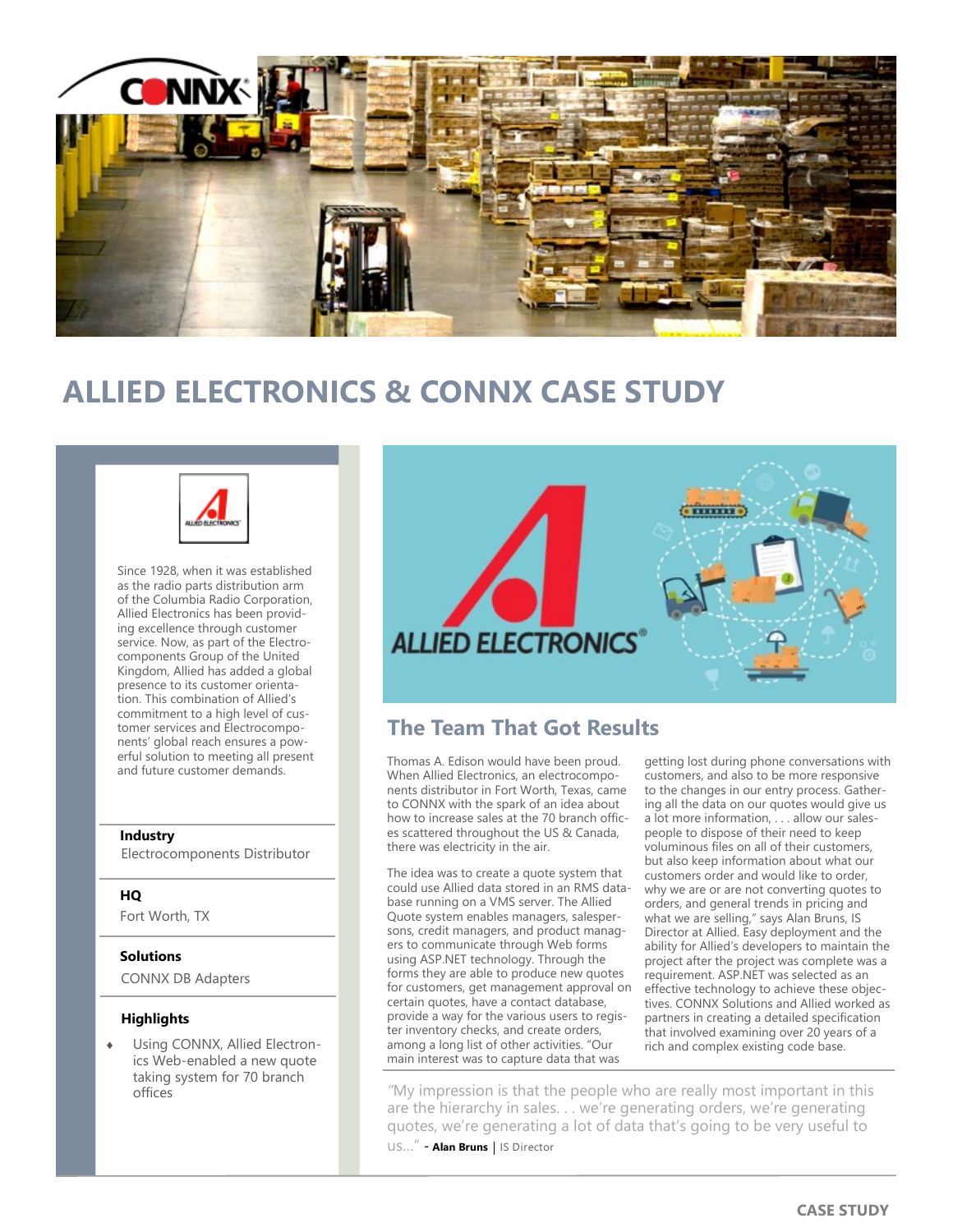# ALLIED ELECTRONICS & CONNX CASE STUDY

Since 1928, when it was established as the radio parts distribution arm of the Columbia Radio Corporation, Allied Electronics has been providing excellence through customer service. Now, as part of the Electrocomponents Group of the United Kingdom, Allied has added a global presence to its customer orientation. This combination of Allied's commitment to a high level of customer services and Electrocomponents' global reach ensures a powerful solution to meeting all present and future customer demands.

**Industry**
Electrocomponents Distributor

**HQ**
Fort Worth, TX

**Solutions**
CONNX DB Adapters

**Highlights**

- Using CONNX, Allied Electronics Web-enabled a new quote taking system for 70 branch offices

## The Team That Got Results

Thomas A. Edison would have been proud. When Allied Electronics, an electrocomponents distributor in Fort Worth, Texas, came to CONNX with the spark of an idea about how to increase sales at the 70 branch offices scattered throughout the US & Canada, there was electricity in the air.

The idea was to create a quote system that could use Allied data stored in an RMS database running on a VMS server. The Allied Quote system enables managers, salespersons, credit managers, and product managers to communicate through Web forms using ASP.NET technology. Through the forms they are able to produce new quotes for customers, get management approval on certain quotes, have a contact database, provide a way for the various users to register inventory checks, and create orders, among a long list of other activities. "Our main interest was to capture data that was getting lost during phone conversations with customers, and also to be more responsive to the changes in our entry process. Gathering all the data on our quotes would give us a lot more information, . . . allow our salespeople to dispose of their need to keep voluminous files on all of their customers, but also keep information about what our customers order and would like to order, why we are or are not converting quotes to orders, and general trends in pricing and what we are selling," says Alan Bruns, IS Director at Allied. Easy deployment and the ability for Allied's developers to maintain the project after the project was complete was a requirement. ASP.NET was selected as an effective technology to achieve these objectives. CONNX Solutions and Allied worked as partners in creating a detailed specification that involved examining over 20 years of a rich and complex existing code base.

> "My impression is that the people who are really most important in this are the hierarchy in sales. . . we're generating orders, we're generating quotes, we're generating a lot of data that's going to be very useful to us..." - **Alan Bruns** | IS Director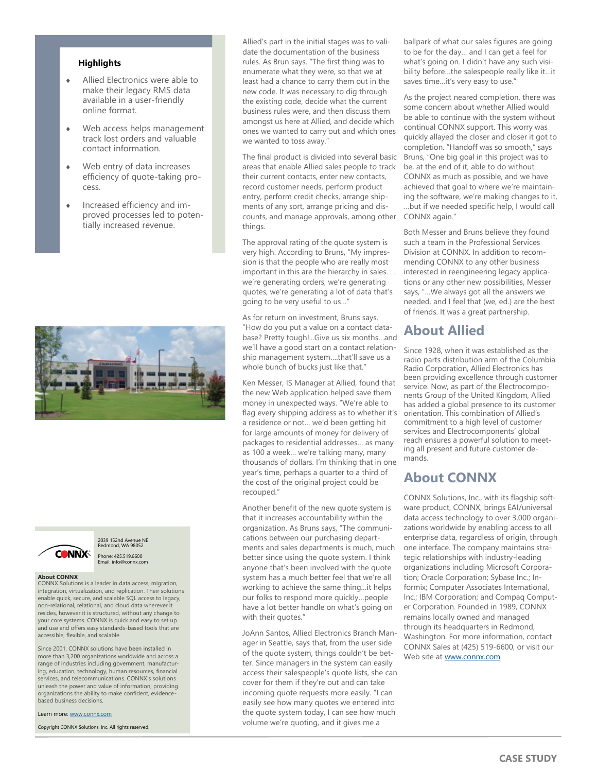### Highlights

- Allied Electronics were able to make their legacy RMS data available in a user-friendly online format.
- Web access helps management track lost orders and valuable contact information.
- Web entry of data increases efficiency of quote-taking process.
- Increased efficiency and improved processes led to potentially increased revenue.

Allied's part in the initial stages was to validate the documentation of the business rules. As Brun says, "The first thing was to enumerate what they were, so that we at least had a chance to carry them out in the new code. It was necessary to dig through the existing code, decide what the current business rules were, and then discuss them amongst us here at Allied, and decide which ones we wanted to carry out and which ones we wanted to toss away."

The final product is divided into several basic areas that enable Allied sales people to track their current contacts, enter new contacts, record customer needs, perform product entry, perform credit checks, arrange shipments of any sort, arrange pricing and discounts, and manage approvals, among other things.

The approval rating of the quote system is very high. According to Bruns, "My impression is that the people who are really most important in this are the hierarchy in sales. . . we're generating orders, we're generating quotes, we're generating a lot of data that's going to be very useful to us..."

As for return on investment, Bruns says, "How do you put a value on a contact database? Pretty tough!...Give us six months...and we'll have a good start on a contact relationship management system....that'll save us a whole bunch of bucks just like that."

Ken Messer, IS Manager at Allied, found that the new Web application helped save them money in unexpected ways. "We're able to flag every shipping address as to whether it's a residence or not... we'd been getting hit for large amounts of money for delivery of packages to residential addresses... as many as 100 a week... we're talking many, many thousands of dollars. I'm thinking that in one year's time, perhaps a quarter to a third of the cost of the original project could be recouped."

Another benefit of the new quote system is that it increases accountability within the organization. As Bruns says, "The communications between our purchasing departments and sales departments is much, much better since using the quote system. I think anyone that's been involved with the quote system has a much better feel that we're all working to achieve the same thing...it helps our folks to respond more quickly...people have a lot better handle on what's going on with their quotes."

JoAnn Santos, Allied Electronics Branch Manager in Seattle, says that, from the user side of the quote system, things couldn't be better. Since managers in the system can easily access their salespeople's quote lists, she can cover for them if they're out and can take incoming quote requests more easily. "I can easily see how many quotes we entered into the quote system today, I can see how much volume we're quoting, and it gives me a ballpark of what our sales figures are going to be for the day... and I can get a feel for what's going on. I didn't have any such visibility before...the salespeople really like it...it saves time...it's very easy to use."

As the project neared completion, there was some concern about whether Allied would be able to continue with the system without continual CONNX support. This worry was quickly allayed the closer and closer it got to completion. "Handoff was so smooth," says Bruns, "One big goal in this project was to be, at the end of it, able to do without CONNX as much as possible, and we have achieved that goal to where we're maintaining the software, we're making changes to it, ...but if we needed specific help, I would call CONNX again."

Both Messer and Bruns believe they found such a team in the Professional Services Division at CONNX. In addition to recommending CONNX to any other business interested in reengineering legacy applications or any other new possibilities, Messer says, "...We always got all the answers we needed, and I feel that (we, ed.) are the best of friends. It was a great partnership.

## About Allied

Since 1928, when it was established as the radio parts distribution arm of the Columbia Radio Corporation, Allied Electronics has been providing excellence through customer service. Now, as part of the Electrocomponents Group of the United Kingdom, Allied has added a global presence to its customer orientation. This combination of Allied's commitment to a high level of customer services and Electrocomponents' global reach ensures a powerful solution to meeting all present and future customer demands.

## About CONNX

CONNX Solutions, Inc., with its flagship software product, CONNX, brings EAI/universal data access technology to over 3,000 organizations worldwide by enabling access to all enterprise data, regardless of origin, through one interface. The company maintains strategic relationships with industry-leading organizations including Microsoft Corporation; Oracle Corporation; Sybase Inc.; Informix; Computer Associates International, Inc.; IBM Corporation; and Compaq Computer Corporation. Founded in 1989, CONNX remains locally owned and managed through its headquarters in Redmond, Washington. For more information, contact CONNX Sales at (425) 519-6600, or visit our Web site at www.connx.com

---

2039 152nd Avenue NE
Redmond, WA 98052

Phone: 425.519.6600
Email: info@connx.com

**About CONNX**
CONNX Solutions is a leader in data access, migration, integration, virtualization, and replication. Their solutions enable quick, secure, and scalable SQL access to legacy, non-relational, relational, and cloud data wherever it resides, however it is structured, without any change to your core systems. CONNX is quick and easy to set up and use and offers easy standards-based tools that are accessible, flexible, and scalable.

Since 2001, CONNX solutions have been installed in more than 3,200 organizations worldwide and across a range of industries including government, manufacturing, education, technology, human resources, financial services, and telecommunications. CONNX's solutions unleash the power and value of information, providing organizations the ability to make confident, evidence-based business decisions.

Learn more: www.connx.com

Copyright CONNX Solutions, Inc. All rights reserved.